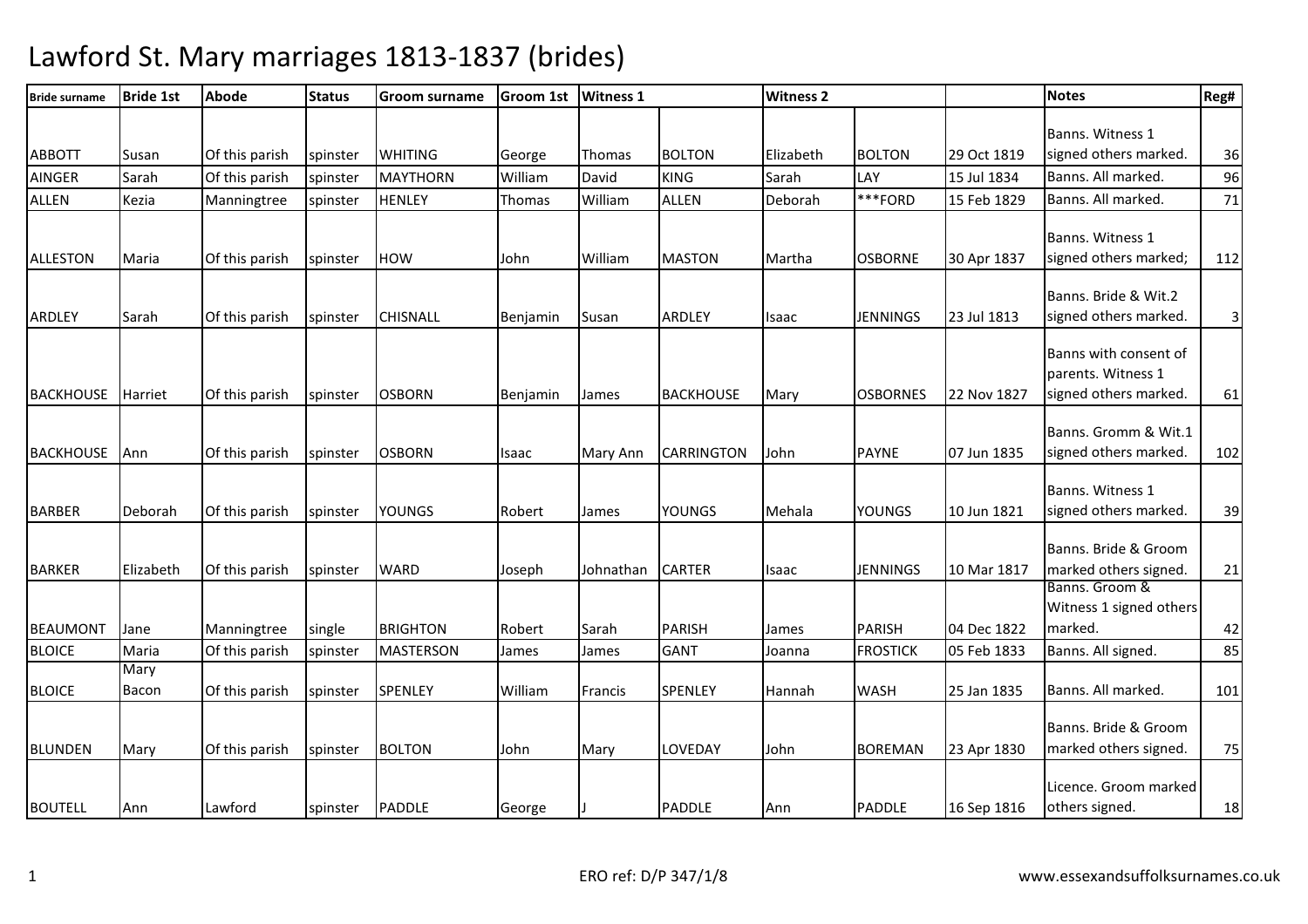# Lawford St. Mary marriages 1813-1837 (brides)

| Bride surname | Bride 1st | Abode | Status | Groom surname | Groom 1st | Witness 1 | | Witness 2 | | | Notes | Reg# |
|---|---|---|---|---|---|---|---|---|---|---|---|---|
| ABBOTT | Susan | Of this parish | spinster | WHITING | George | Thomas | BOLTON | Elizabeth | BOLTON | 29 Oct 1819 | Banns. Witness 1 signed others marked. | 36 |
| AINGER | Sarah | Of this parish | spinster | MAYTHORN | William | David | KING | Sarah | LAY | 15 Jul 1834 | Banns. All marked. | 96 |
| ALLEN | Kezia | Manningtree | spinster | HENLEY | Thomas | William | ALLEN | Deborah | ***FORD | 15 Feb 1829 | Banns. All marked. | 71 |
| ALLESTON | Maria | Of this parish | spinster | HOW | John | William | MASTON | Martha | OSBORNE | 30 Apr 1837 | Banns. Witness 1 signed others marked; | 112 |
| ARDLEY | Sarah | Of this parish | spinster | CHISNALL | Benjamin | Susan | ARDLEY | Isaac | JENNINGS | 23 Jul 1813 | Banns. Bride & Wit.2 signed others marked. | 3 |
| BACKHOUSE | Harriet | Of this parish | spinster | OSBORN | Benjamin | James | BACKHOUSE | Mary | OSBORNES | 22 Nov 1827 | Banns with consent of parents. Witness 1 signed others marked. | 61 |
| BACKHOUSE | Ann | Of this parish | spinster | OSBORN | Isaac | Mary Ann | CARRINGTON | John | PAYNE | 07 Jun 1835 | Banns. Gromm & Wit.1 signed others marked. | 102 |
| BARBER | Deborah | Of this parish | spinster | YOUNGS | Robert | James | YOUNGS | Mehala | YOUNGS | 10 Jun 1821 | Banns. Witness 1 signed others marked. | 39 |
| BARKER | Elizabeth | Of this parish | spinster | WARD | Joseph | Johnathan | CARTER | Isaac | JENNINGS | 10 Mar 1817 | Banns. Bride & Groom marked others signed. | 21 |
| BEAUMONT | Jane | Manningtree | single | BRIGHTON | Robert | Sarah | PARISH | James | PARISH | 04 Dec 1822 | Banns. Groom & Witness 1 signed others marked. | 42 |
| BLOICE | Maria | Of this parish | spinster | MASTERSON | James | James | GANT | Joanna | FROSTICK | 05 Feb 1833 | Banns. All signed. | 85 |
| BLOICE | Mary Bacon | Of this parish | spinster | SPENLEY | William | Francis | SPENLEY | Hannah | WASH | 25 Jan 1835 | Banns. All marked. | 101 |
| BLUNDEN | Mary | Of this parish | spinster | BOLTON | John | Mary | LOVEDAY | John | BOREMAN | 23 Apr 1830 | Banns. Bride & Groom marked others signed. | 75 |
| BOUTELL | Ann | Lawford | spinster | PADDLE | George | J | PADDLE | Ann | PADDLE | 16 Sep 1816 | Licence. Groom marked others signed. | 18 |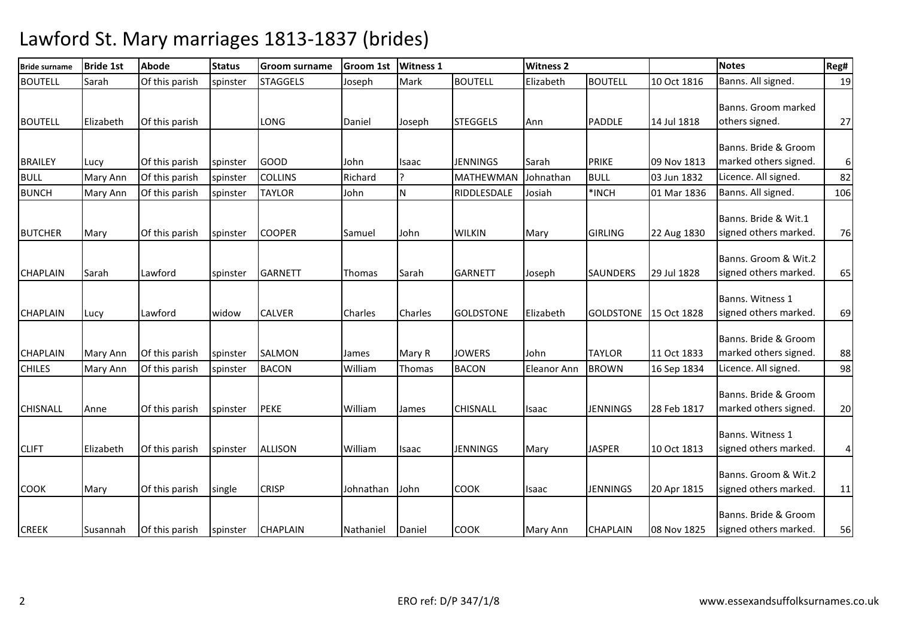# Lawford St. Mary marriages 1813-1837 (brides)

| Bride surname | Bride 1st | Abode | Status | Groom surname | Groom 1st | Witness 1 | | Witness 2 | | | Notes | Reg# |
|---|---|---|---|---|---|---|---|---|---|---|---|---|
| BOUTELL | Sarah | Of this parish | spinster | STAGGELS | Joseph | Mark | BOUTELL | Elizabeth | BOUTELL | 10 Oct 1816 | Banns. All signed. | 19 |
| BOUTELL | Elizabeth | Of this parish | | LONG | Daniel | Joseph | STEGGELS | Ann | PADDLE | 14 Jul 1818 | Banns. Groom marked others signed. | 27 |
| BRAILEY | Lucy | Of this parish | spinster | GOOD | John | Isaac | JENNINGS | Sarah | PRIKE | 09 Nov 1813 | Banns. Bride & Groom marked others signed. | 6 |
| BULL | Mary Ann | Of this parish | spinster | COLLINS | Richard | ? | MATHEWMAN | Johnathan | BULL | 03 Jun 1832 | Licence. All signed. | 82 |
| BUNCH | Mary Ann | Of this parish | spinster | TAYLOR | John | N | RIDDLESDALE | Josiah | *INCH | 01 Mar 1836 | Banns. All signed. | 106 |
| BUTCHER | Mary | Of this parish | spinster | COOPER | Samuel | John | WILKIN | Mary | GIRLING | 22 Aug 1830 | Banns. Bride & Wit.1 signed others marked. | 76 |
| CHAPLAIN | Sarah | Lawford | spinster | GARNETT | Thomas | Sarah | GARNETT | Joseph | SAUNDERS | 29 Jul 1828 | Banns. Groom & Wit.2 signed others marked. | 65 |
| CHAPLAIN | Lucy | Lawford | widow | CALVER | Charles | Charles | GOLDSTONE | Elizabeth | GOLDSTONE | 15 Oct 1828 | Banns. Witness 1 signed others marked. | 69 |
| CHAPLAIN | Mary Ann | Of this parish | spinster | SALMON | James | Mary R | JOWERS | John | TAYLOR | 11 Oct 1833 | Banns. Bride & Groom marked others signed. | 88 |
| CHILES | Mary Ann | Of this parish | spinster | BACON | William | Thomas | BACON | Eleanor Ann | BROWN | 16 Sep 1834 | Licence. All signed. | 98 |
| CHISNALL | Anne | Of this parish | spinster | PEKE | William | James | CHISNALL | Isaac | JENNINGS | 28 Feb 1817 | Banns. Bride & Groom marked others signed. | 20 |
| CLIFT | Elizabeth | Of this parish | spinster | ALLISON | William | Isaac | JENNINGS | Mary | JASPER | 10 Oct 1813 | Banns. Witness 1 signed others marked. | 4 |
| COOK | Mary | Of this parish | single | CRISP | Johnathan | John | COOK | Isaac | JENNINGS | 20 Apr 1815 | Banns. Groom & Wit.2 signed others marked. | 11 |
| CREEK | Susannah | Of this parish | spinster | CHAPLAIN | Nathaniel | Daniel | COOK | Mary Ann | CHAPLAIN | 08 Nov 1825 | Banns. Bride & Groom signed others marked. | 56 |

ERO ref: D/P 347/1/8

www.essexandsuffolksurnames.co.uk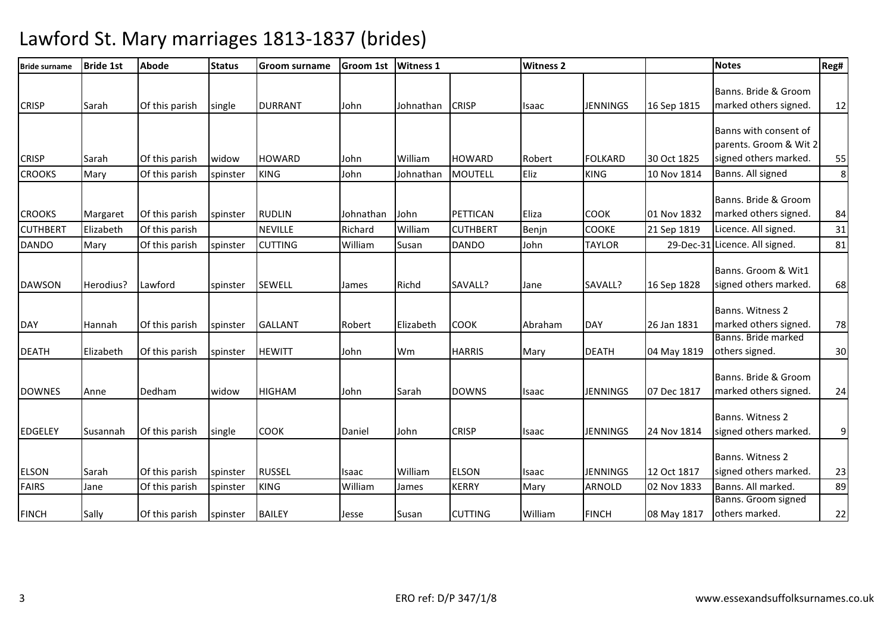# Lawford St. Mary marriages 1813-1837 (brides)

| Bride surname | Bride 1st | Abode | Status | Groom surname | Groom 1st | Witness 1 | | Witness 2 | | | Notes | Reg# |
|---|---|---|---|---|---|---|---|---|---|---|---|---|
| CRISP | Sarah | Of this parish | single | DURRANT | John | Johnathan | CRISP | Isaac | JENNINGS | 16 Sep 1815 | Banns. Bride & Groom marked others signed. | 12 |
| CRISP | Sarah | Of this parish | widow | HOWARD | John | William | HOWARD | Robert | FOLKARD | 30 Oct 1825 | Banns with consent of parents. Groom & Wit 2 signed others marked. | 55 |
| CROOKS | Mary | Of this parish | spinster | KING | John | Johnathan | MOUTELL | Eliz | KING | 10 Nov 1814 | Banns. All signed | 8 |
| CROOKS | Margaret | Of this parish | spinster | RUDLIN | Johnathan | John | PETTICAN | Eliza | COOK | 01 Nov 1832 | Banns. Bride & Groom marked others signed. | 84 |
| CUTHBERT | Elizabeth | Of this parish | | NEVILLE | Richard | William | CUTHBERT | Benjn | COOKE | 21 Sep 1819 | Licence. All signed. | 31 |
| DANDO | Mary | Of this parish | spinster | CUTTING | William | Susan | DANDO | John | TAYLOR | 29-Dec-31 | Licence. All signed. | 81 |
| DAWSON | Herodius? | Lawford | spinster | SEWELL | James | Richd | SAVALL? | Jane | SAVALL? | 16 Sep 1828 | Banns. Groom & Wit1 signed others marked. | 68 |
| DAY | Hannah | Of this parish | spinster | GALLANT | Robert | Elizabeth | COOK | Abraham | DAY | 26 Jan 1831 | Banns. Witness 2 marked others signed. | 78 |
| DEATH | Elizabeth | Of this parish | spinster | HEWITT | John | Wm | HARRIS | Mary | DEATH | 04 May 1819 | Banns. Bride marked others signed. | 30 |
| DOWNES | Anne | Dedham | widow | HIGHAM | John | Sarah | DOWNS | Isaac | JENNINGS | 07 Dec 1817 | Banns. Bride & Groom marked others signed. | 24 |
| EDGELEY | Susannah | Of this parish | single | COOK | Daniel | John | CRISP | Isaac | JENNINGS | 24 Nov 1814 | Banns. Witness 2 signed others marked. | 9 |
| ELSON | Sarah | Of this parish | spinster | RUSSEL | Isaac | William | ELSON | Isaac | JENNINGS | 12 Oct 1817 | Banns. Witness 2 signed others marked. | 23 |
| FAIRS | Jane | Of this parish | spinster | KING | William | James | KERRY | Mary | ARNOLD | 02 Nov 1833 | Banns. All marked. | 89 |
| FINCH | Sally | Of this parish | spinster | BAILEY | Jesse | Susan | CUTTING | William | FINCH | 08 May 1817 | Banns. Groom signed others marked. | 22 |

ERO ref: D/P 347/1/8

www.essexandsuffolksurnames.co.uk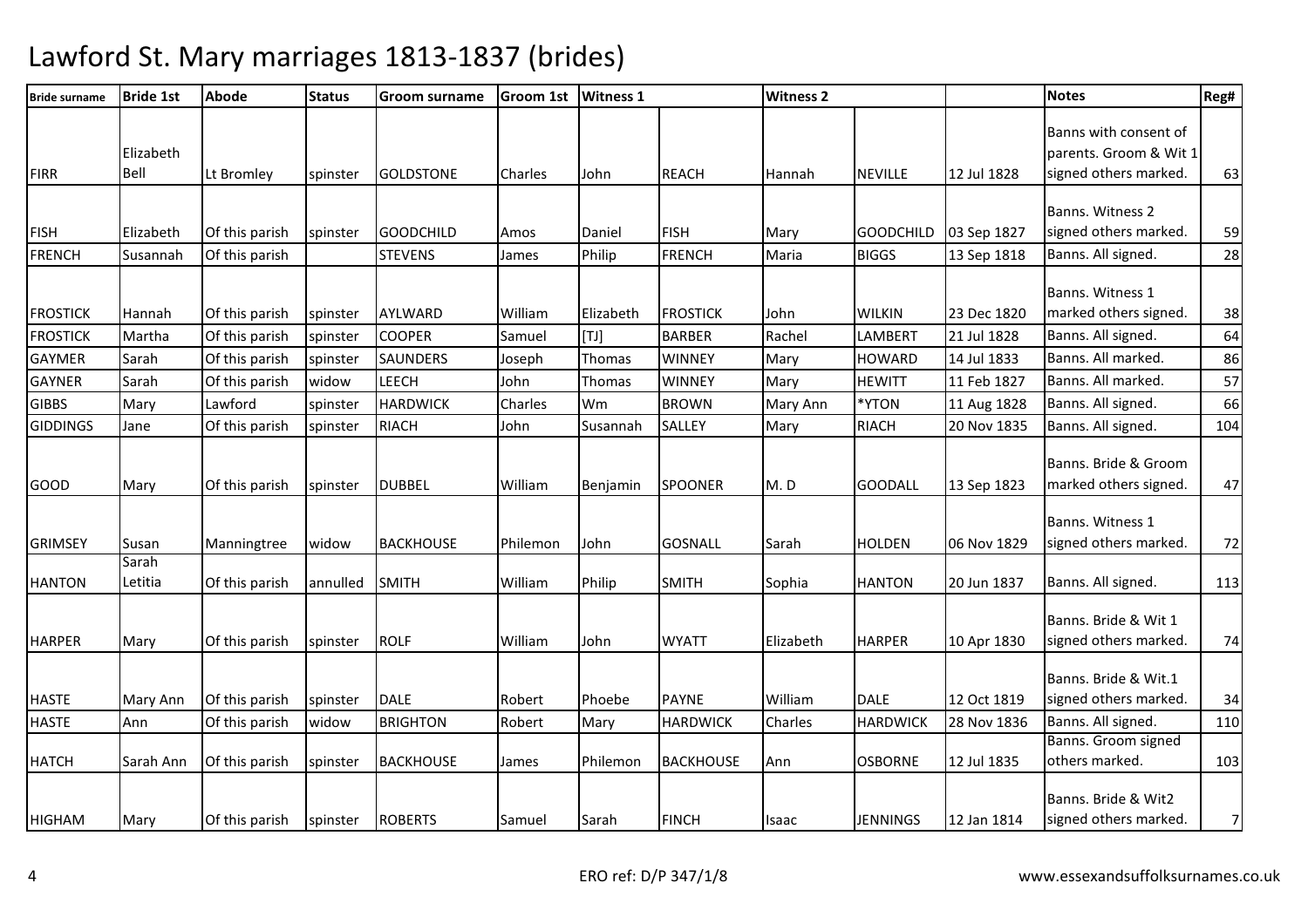# Lawford St. Mary marriages 1813-1837 (brides)

| Bride surname | Bride 1st | Abode | Status | Groom surname | Groom 1st | Witness 1 | | Witness 2 | | | Notes | Reg# |
|---|---|---|---|---|---|---|---|---|---|---|---|---|
| FIRR | Elizabeth Bell | Lt Bromley | spinster | GOLDSTONE | Charles | John | REACH | Hannah | NEVILLE | 12 Jul 1828 | Banns with consent of parents. Groom & Wit 1 signed others marked. | 63 |
| FISH | Elizabeth | Of this parish | spinster | GOODCHILD | Amos | Daniel | FISH | Mary | GOODCHILD | 03 Sep 1827 | Banns. Witness 2 signed others marked. | 59 |
| FRENCH | Susannah | Of this parish | | STEVENS | James | Philip | FRENCH | Maria | BIGGS | 13 Sep 1818 | Banns. All signed. | 28 |
| FROSTICK | Hannah | Of this parish | spinster | AYLWARD | William | Elizabeth | FROSTICK | John | WILKIN | 23 Dec 1820 | Banns. Witness 1 marked others signed. | 38 |
| FROSTICK | Martha | Of this parish | spinster | COOPER | Samuel | [TJ] | BARBER | Rachel | LAMBERT | 21 Jul 1828 | Banns. All signed. | 64 |
| GAYMER | Sarah | Of this parish | spinster | SAUNDERS | Joseph | Thomas | WINNEY | Mary | HOWARD | 14 Jul 1833 | Banns. All marked. | 86 |
| GAYNER | Sarah | Of this parish | widow | LEECH | John | Thomas | WINNEY | Mary | HEWITT | 11 Feb 1827 | Banns. All marked. | 57 |
| GIBBS | Mary | Lawford | spinster | HARDWICK | Charles | Wm | BROWN | Mary Ann | *YTON | 11 Aug 1828 | Banns. All signed. | 66 |
| GIDDINGS | Jane | Of this parish | spinster | RIACH | John | Susannah | SALLEY | Mary | RIACH | 20 Nov 1835 | Banns. All signed. | 104 |
| GOOD | Mary | Of this parish | spinster | DUBBEL | William | Benjamin | SPOONER | M. D | GOODALL | 13 Sep 1823 | Banns. Bride & Groom marked others signed. | 47 |
| GRIMSEY | Susan | Manningtree | widow | BACKHOUSE | Philemon | John | GOSNALL | Sarah | HOLDEN | 06 Nov 1829 | Banns. Witness 1 signed others marked. | 72 |
| HANTON | Sarah Letitia | Of this parish | annulled | SMITH | William | Philip | SMITH | Sophia | HANTON | 20 Jun 1837 | Banns. All signed. | 113 |
| HARPER | Mary | Of this parish | spinster | ROLF | William | John | WYATT | Elizabeth | HARPER | 10 Apr 1830 | Banns. Bride & Wit 1 signed others marked. | 74 |
| HASTE | Mary Ann | Of this parish | spinster | DALE | Robert | Phoebe | PAYNE | William | DALE | 12 Oct 1819 | Banns. Bride & Wit.1 signed others marked. | 34 |
| HASTE | Ann | Of this parish | widow | BRIGHTON | Robert | Mary | HARDWICK | Charles | HARDWICK | 28 Nov 1836 | Banns. All signed. | 110 |
| HATCH | Sarah Ann | Of this parish | spinster | BACKHOUSE | James | Philemon | BACKHOUSE | Ann | OSBORNE | 12 Jul 1835 | Banns. Groom signed others marked. | 103 |
| HIGHAM | Mary | Of this parish | spinster | ROBERTS | Samuel | Sarah | FINCH | Isaac | JENNINGS | 12 Jan 1814 | Banns. Bride & Wit2 signed others marked. | 7 |

ERO ref: D/P 347/1/8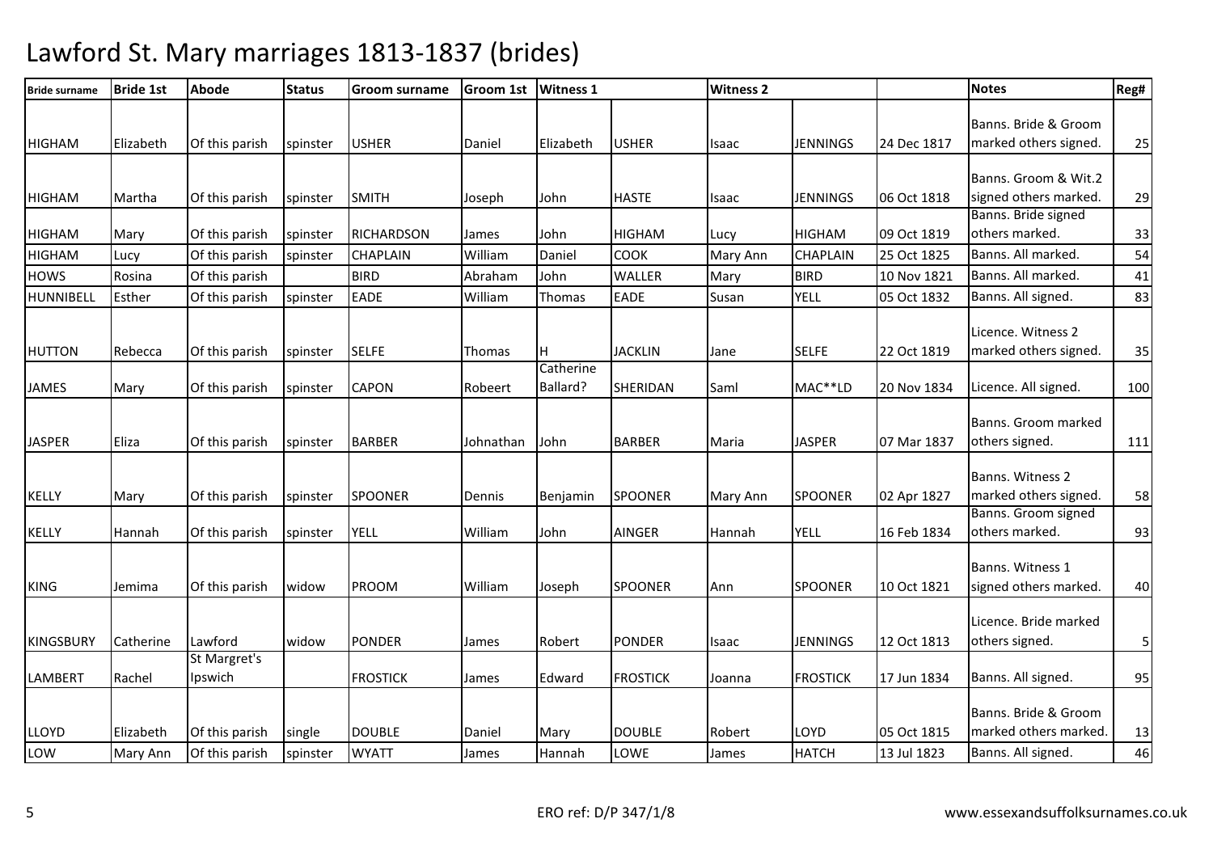# Lawford St. Mary marriages 1813-1837 (brides)

| Bride surname | Bride 1st | Abode | Status | Groom surname | Groom 1st | Witness 1 | | Witness 2 | | | Notes | Reg# |
|---|---|---|---|---|---|---|---|---|---|---|---|---|
| HIGHAM | Elizabeth | Of this parish | spinster | USHER | Daniel | Elizabeth | USHER | Isaac | JENNINGS | 24 Dec 1817 | Banns. Bride & Groom marked others signed. | 25 |
| HIGHAM | Martha | Of this parish | spinster | SMITH | Joseph | John | HASTE | Isaac | JENNINGS | 06 Oct 1818 | Banns. Groom & Wit.2 signed others marked. | 29 |
| HIGHAM | Mary | Of this parish | spinster | RICHARDSON | James | John | HIGHAM | Lucy | HIGHAM | 09 Oct 1819 | Banns. Bride signed others marked. | 33 |
| HIGHAM | Lucy | Of this parish | spinster | CHAPLAIN | William | Daniel | COOK | Mary Ann | CHAPLAIN | 25 Oct 1825 | Banns. All marked. | 54 |
| HOWS | Rosina | Of this parish | | BIRD | Abraham | John | WALLER | Mary | BIRD | 10 Nov 1821 | Banns. All marked. | 41 |
| HUNNIBELL | Esther | Of this parish | spinster | EADE | William | Thomas | EADE | Susan | YELL | 05 Oct 1832 | Banns. All signed. | 83 |
| HUTTON | Rebecca | Of this parish | spinster | SELFE | Thomas | H | JACKLIN | Jane | SELFE | 22 Oct 1819 | Licence. Witness 2 marked others signed. | 35 |
| JAMES | Mary | Of this parish | spinster | CAPON | Roberrt | Catherine Ballard? | SHERIDAN | Saml | MAC**LD | 20 Nov 1834 | Licence. All signed. | 100 |
| JASPER | Eliza | Of this parish | spinster | BARBER | Johnathan | John | BARBER | Maria | JASPER | 07 Mar 1837 | Banns. Groom marked others signed. | 111 |
| KELLY | Mary | Of this parish | spinster | SPOONER | Dennis | Benjamin | SPOONER | Mary Ann | SPOONER | 02 Apr 1827 | Banns. Witness 2 marked others signed. | 58 |
| KELLY | Hannah | Of this parish | spinster | YELL | William | John | AINGER | Hannah | YELL | 16 Feb 1834 | Banns. Groom signed others marked. | 93 |
| KING | Jemima | Of this parish | widow | PROOM | William | Joseph | SPOONER | Ann | SPOONER | 10 Oct 1821 | Banns. Witness 1 signed others marked. | 40 |
| KINGSBURY | Catherine | Lawford | widow | PONDER | James | Robert | PONDER | Isaac | JENNINGS | 12 Oct 1813 | Licence. Bride marked others signed. | 5 |
| LAMBERT | Rachel | St Margret's Ipswich | | FROSTICK | James | Edward | FROSTICK | Joanna | FROSTICK | 17 Jun 1834 | Banns. All signed. | 95 |
| LLOYD | Elizabeth | Of this parish | single | DOUBLE | Daniel | Mary | DOUBLE | Robert | LOYD | 05 Oct 1815 | Banns. Bride & Groom marked others marked. | 13 |
| LOW | Mary Ann | Of this parish | spinster | WYATT | James | Hannah | LOWE | James | HATCH | 13 Jul 1823 | Banns. All signed. | 46 |

ERO ref: D/P 347/1/8

www.essexandsuffolksurnames.co.uk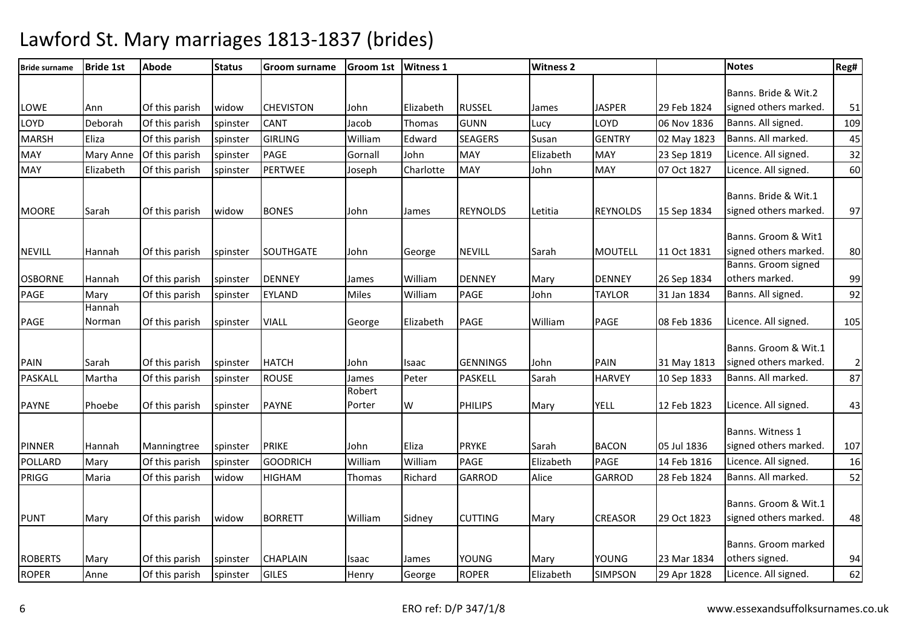# Lawford St. Mary marriages 1813-1837 (brides)

| Bride surname | Bride 1st | Abode | Status | Groom surname | Groom 1st | Witness 1 | | Witness 2 | | | Notes | Reg# |
|---|---|---|---|---|---|---|---|---|---|---|---|---|
| LOWE | Ann | Of this parish | widow | CHEVISTON | John | Elizabeth | RUSSEL | James | JASPER | 29 Feb 1824 | Banns. Bride & Wit.2 signed others marked. | 51 |
| LOYD | Deborah | Of this parish | spinster | CANT | Jacob | Thomas | GUNN | Lucy | LOYD | 06 Nov 1836 | Banns. All signed. | 109 |
| MARSH | Eliza | Of this parish | spinster | GIRLING | William | Edward | SEAGERS | Susan | GENTRY | 02 May 1823 | Banns. All marked. | 45 |
| MAY | Mary Anne | Of this parish | spinster | PAGE | Gornall | John | MAY | Elizabeth | MAY | 23 Sep 1819 | Licence. All signed. | 32 |
| MAY | Elizabeth | Of this parish | spinster | PERTWEE | Joseph | Charlotte | MAY | John | MAY | 07 Oct 1827 | Licence. All signed. | 60 |
| MOORE | Sarah | Of this parish | widow | BONES | John | James | REYNOLDS | Letitia | REYNOLDS | 15 Sep 1834 | Banns. Bride & Wit.1 signed others marked. | 97 |
| NEVILL | Hannah | Of this parish | spinster | SOUTHGATE | John | George | NEVILL | Sarah | MOUTELL | 11 Oct 1831 | Banns. Groom & Wit1 signed others marked. | 80 |
| OSBORNE | Hannah | Of this parish | spinster | DENNEY | James | William | DENNEY | Mary | DENNEY | 26 Sep 1834 | Banns. Groom signed others marked. | 99 |
| PAGE | Mary | Of this parish | spinster | EYLAND | Miles | William | PAGE | John | TAYLOR | 31 Jan 1834 | Banns. All signed. | 92 |
| PAGE | Hannah Norman | Of this parish | spinster | VIALL | George | Elizabeth | PAGE | William | PAGE | 08 Feb 1836 | Licence. All signed. | 105 |
| PAIN | Sarah | Of this parish | spinster | HATCH | John | Isaac | GENNINGS | John | PAIN | 31 May 1813 | Banns. Groom & Wit.1 signed others marked. | 2 |
| PASKALL | Martha | Of this parish | spinster | ROUSE | James | Peter | PASKELL | Sarah | HARVEY | 10 Sep 1833 | Banns. All marked. | 87 |
| PAYNE | Phoebe | Of this parish | spinster | PAYNE | Robert Porter | W | PHILIPS | Mary | YELL | 12 Feb 1823 | Licence. All signed. | 43 |
| PINNER | Hannah | Manningtree | spinster | PRIKE | John | Eliza | PRYKE | Sarah | BACON | 05 Jul 1836 | Banns. Witness 1 signed others marked. | 107 |
| POLLARD | Mary | Of this parish | spinster | GOODRICH | William | William | PAGE | Elizabeth | PAGE | 14 Feb 1816 | Licence. All signed. | 16 |
| PRIGG | Maria | Of this parish | widow | HIGHAM | Thomas | Richard | GARROD | Alice | GARROD | 28 Feb 1824 | Banns. All marked. | 52 |
| PUNT | Mary | Of this parish | widow | BORRETT | William | Sidney | CUTTING | Mary | CREASOR | 29 Oct 1823 | Banns. Groom & Wit.1 signed others marked. | 48 |
| ROBERTS | Mary | Of this parish | spinster | CHAPLAIN | Isaac | James | YOUNG | Mary | YOUNG | 23 Mar 1834 | Banns. Groom marked others signed. | 94 |
| ROPER | Anne | Of this parish | spinster | GILES | Henry | George | ROPER | Elizabeth | SIMPSON | 29 Apr 1828 | Licence. All signed. | 62 |

ERO ref: D/P 347/1/8

www.essexandsuffolksurnames.co.uk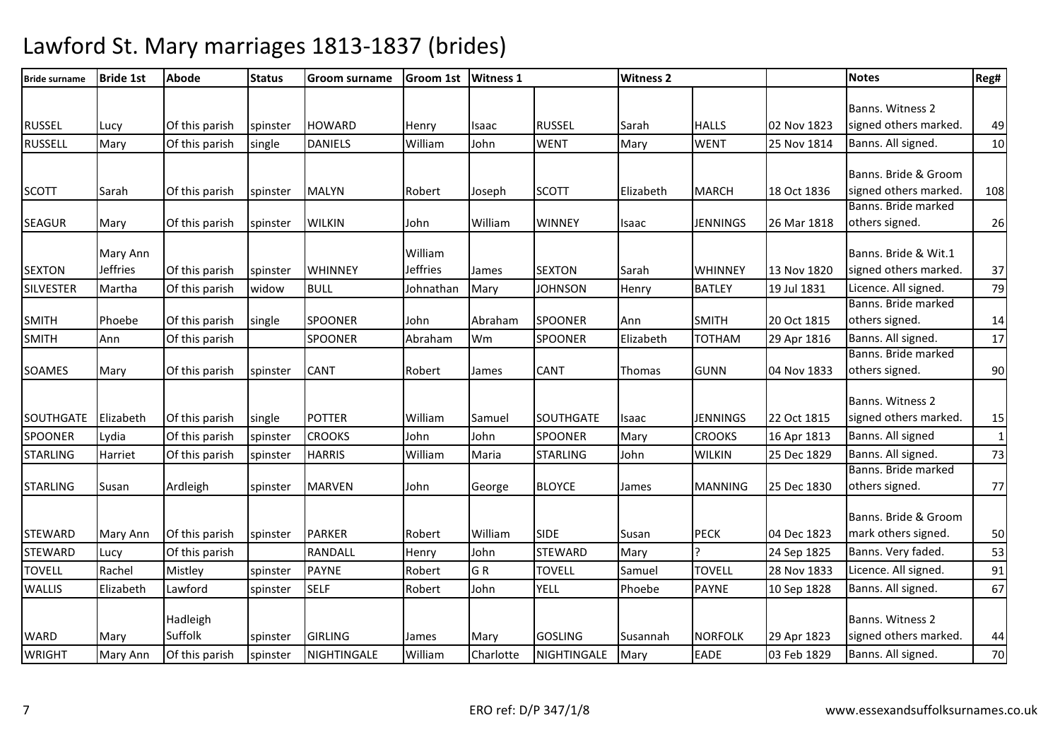# Lawford St. Mary marriages 1813-1837 (brides)

| Bride surname | Bride 1st | Abode | Status | Groom surname | Groom 1st | Witness 1 | | Witness 2 | | | Notes | Reg# |
|---|---|---|---|---|---|---|---|---|---|---|---|---|
| RUSSEL | Lucy | Of this parish | spinster | HOWARD | Henry | Isaac | RUSSEL | Sarah | HALLS | 02 Nov 1823 | Banns. Witness 2 signed others marked. | 49 |
| RUSSELL | Mary | Of this parish | single | DANIELS | William | John | WENT | Mary | WENT | 25 Nov 1814 | Banns. All signed. | 10 |
| SCOTT | Sarah | Of this parish | spinster | MALYN | Robert | Joseph | SCOTT | Elizabeth | MARCH | 18 Oct 1836 | Banns. Bride & Groom signed others marked. | 108 |
| SEAGUR | Mary | Of this parish | spinster | WILKIN | John | William | WINNEY | Isaac | JENNINGS | 26 Mar 1818 | Banns. Bride marked others signed. | 26 |
| SEXTON | Mary Ann Jeffries | Of this parish | spinster | WHINNEY | William Jeffries | James | SEXTON | Sarah | WHINNEY | 13 Nov 1820 | Banns. Bride & Wit.1 signed others marked. | 37 |
| SILVESTER | Martha | Of this parish | widow | BULL | Johnathan | Mary | JOHNSON | Henry | BATLEY | 19 Jul 1831 | Licence. All signed. | 79 |
| SMITH | Phoebe | Of this parish | single | SPOONER | John | Abraham | SPOONER | Ann | SMITH | 20 Oct 1815 | Banns. Bride marked others signed. | 14 |
| SMITH | Ann | Of this parish | | SPOONER | Abraham | Wm | SPOONER | Elizabeth | TOTHAM | 29 Apr 1816 | Banns. All signed. | 17 |
| SOAMES | Mary | Of this parish | spinster | CANT | Robert | James | CANT | Thomas | GUNN | 04 Nov 1833 | Banns. Bride marked others signed. | 90 |
| SOUTHGATE | Elizabeth | Of this parish | single | POTTER | William | Samuel | SOUTHGATE | Isaac | JENNINGS | 22 Oct 1815 | Banns. Witness 2 signed others marked. | 15 |
| SPOONER | Lydia | Of this parish | spinster | CROOKS | John | John | SPOONER | Mary | CROOKS | 16 Apr 1813 | Banns. All signed | 1 |
| STARLING | Harriet | Of this parish | spinster | HARRIS | William | Maria | STARLING | John | WILKIN | 25 Dec 1829 | Banns. All signed. | 73 |
| STARLING | Susan | Ardleigh | spinster | MARVEN | John | George | BLOYCE | James | MANNING | 25 Dec 1830 | Banns. Bride marked others signed. | 77 |
| STEWARD | Mary Ann | Of this parish | spinster | PARKER | Robert | William | SIDE | Susan | PECK | 04 Dec 1823 | Banns. Bride & Groom mark others signed. | 50 |
| STEWARD | Lucy | Of this parish | | RANDALL | Henry | John | STEWARD | Mary | ? | 24 Sep 1825 | Banns. Very faded. | 53 |
| TOVELL | Rachel | Mistley | spinster | PAYNE | Robert | G R | TOVELL | Samuel | TOVELL | 28 Nov 1833 | Licence. All signed. | 91 |
| WALLIS | Elizabeth | Lawford | spinster | SELF | Robert | John | YELL | Phoebe | PAYNE | 10 Sep 1828 | Banns. All signed. | 67 |
| WARD | Mary | Hadleigh Suffolk | spinster | GIRLING | James | Mary | GOSLING | Susannah | NORFOLK | 29 Apr 1823 | Banns. Witness 2 signed others marked. | 44 |
| WRIGHT | Mary Ann | Of this parish | spinster | NIGHTINGALE | William | Charlotte | NIGHTINGALE | Mary | EADE | 03 Feb 1829 | Banns. All signed. | 70 |

ERO ref: D/P 347/1/8

www.essexandsuffolksurnames.co.uk